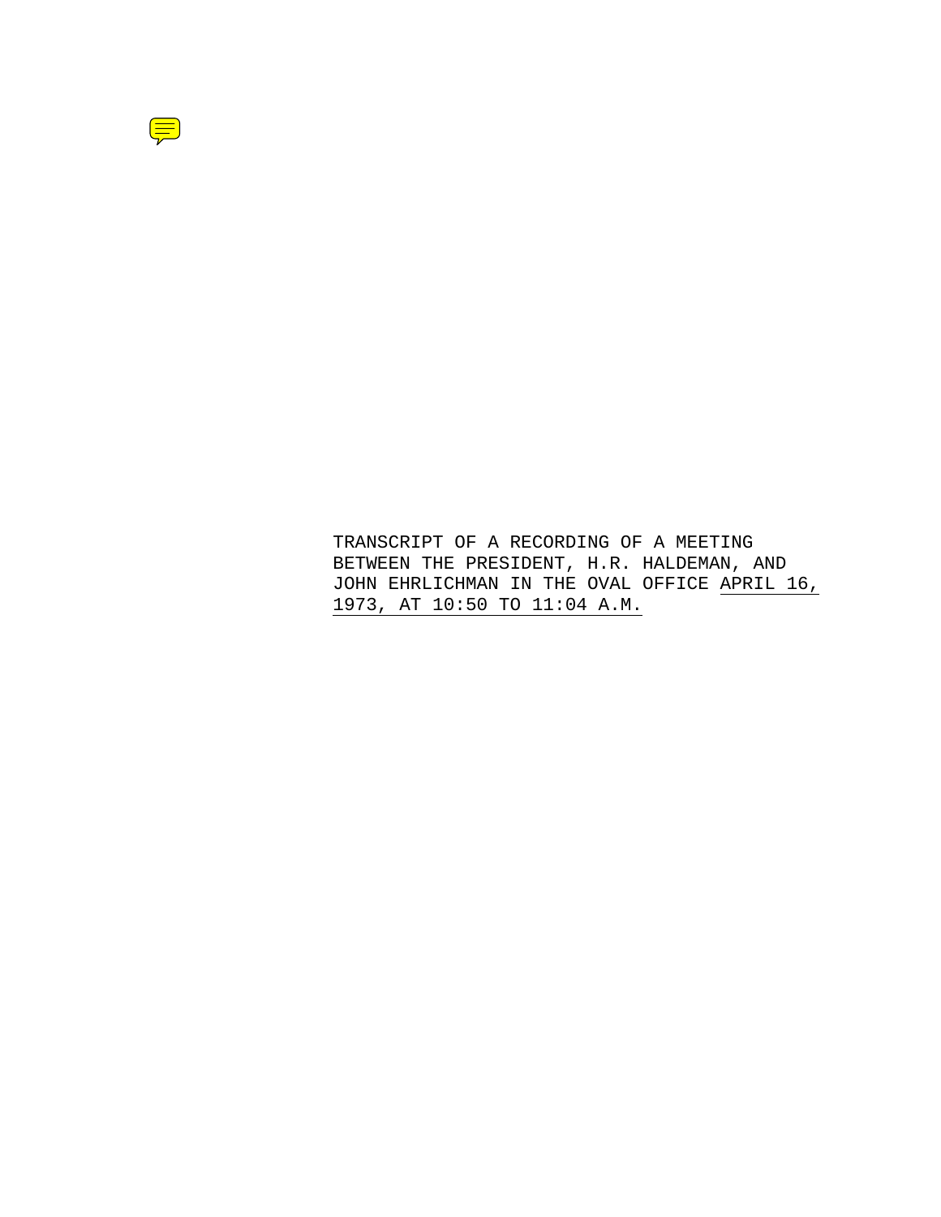TRANSCRIPT OF A RECORDING OF A MEETING BETWEEN THE PRESIDENT, H.R. HALDEMAN, AND JOHN EHRLICHMAN IN THE OVAL OFFICE APRIL 16, 1973, AT 10:50 TO 11:04 A.M.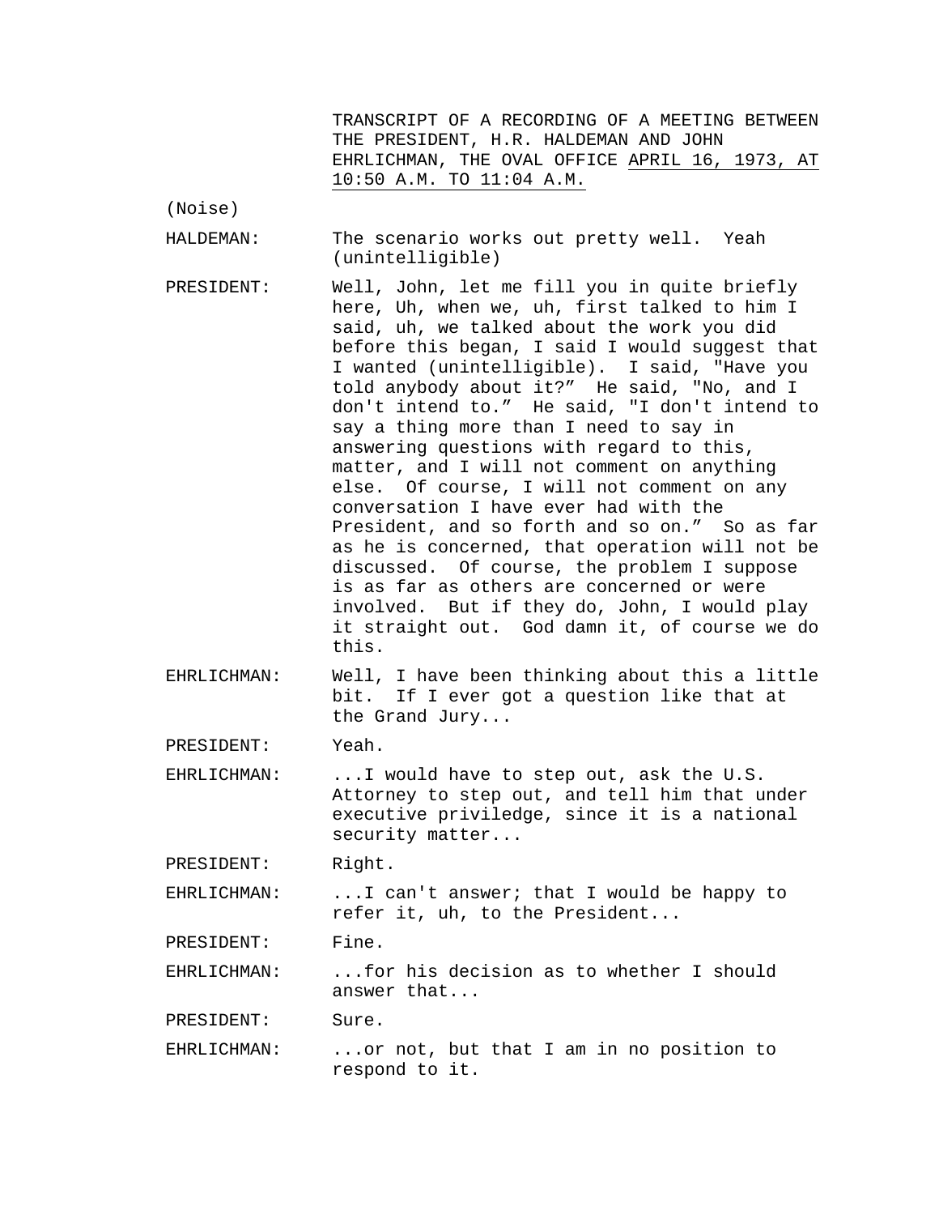TRANSCRIPT OF A RECORDING OF A MEETING BETWEEN THE PRESIDENT, H.R. HALDEMAN AND JOHN EHRLICHMAN, THE OVAL OFFICE APRIL 16, 1973, AT 10:50 A.M. TO 11:04 A.M.

(Noise)

HALDEMAN: The scenario works out pretty well. Yeah (unintelligible)

PRESIDENT: Well, John, let me fill you in quite briefly here, Uh, when we, uh, first talked to him I said, uh, we talked about the work you did before this began, I said I would suggest that I wanted (unintelligible). I said, "Have you told anybody about it?" He said, "No, and I don't intend to." He said, "I don't intend to say a thing more than I need to say in answering questions with regard to this, matter, and I will not comment on anything else. Of course, I will not comment on any conversation I have ever had with the President, and so forth and so on." So as far as he is concerned, that operation will not be discussed. Of course, the problem I suppose is as far as others are concerned or were involved. But if they do, John, I would play it straight out. God damn it, of course we do this.

EHRLICHMAN: Well, I have been thinking about this a little bit. If I ever got a question like that at the Grand Jury...

PRESIDENT: Yeah.

EHRLICHMAN: ...I would have to step out, ask the U.S. Attorney to step out, and tell him that under executive priviledge, since it is a national security matter...

PRESIDENT: Right.

EHRLICHMAN: ...I can't answer; that I would be happy to refer it, uh, to the President...

PRESIDENT: Fine.

EHRLICHMAN: ...for his decision as to whether I should answer that...

PRESIDENT: Sure.

EHRLICHMAN: ...or not, but that I am in no position to respond to it.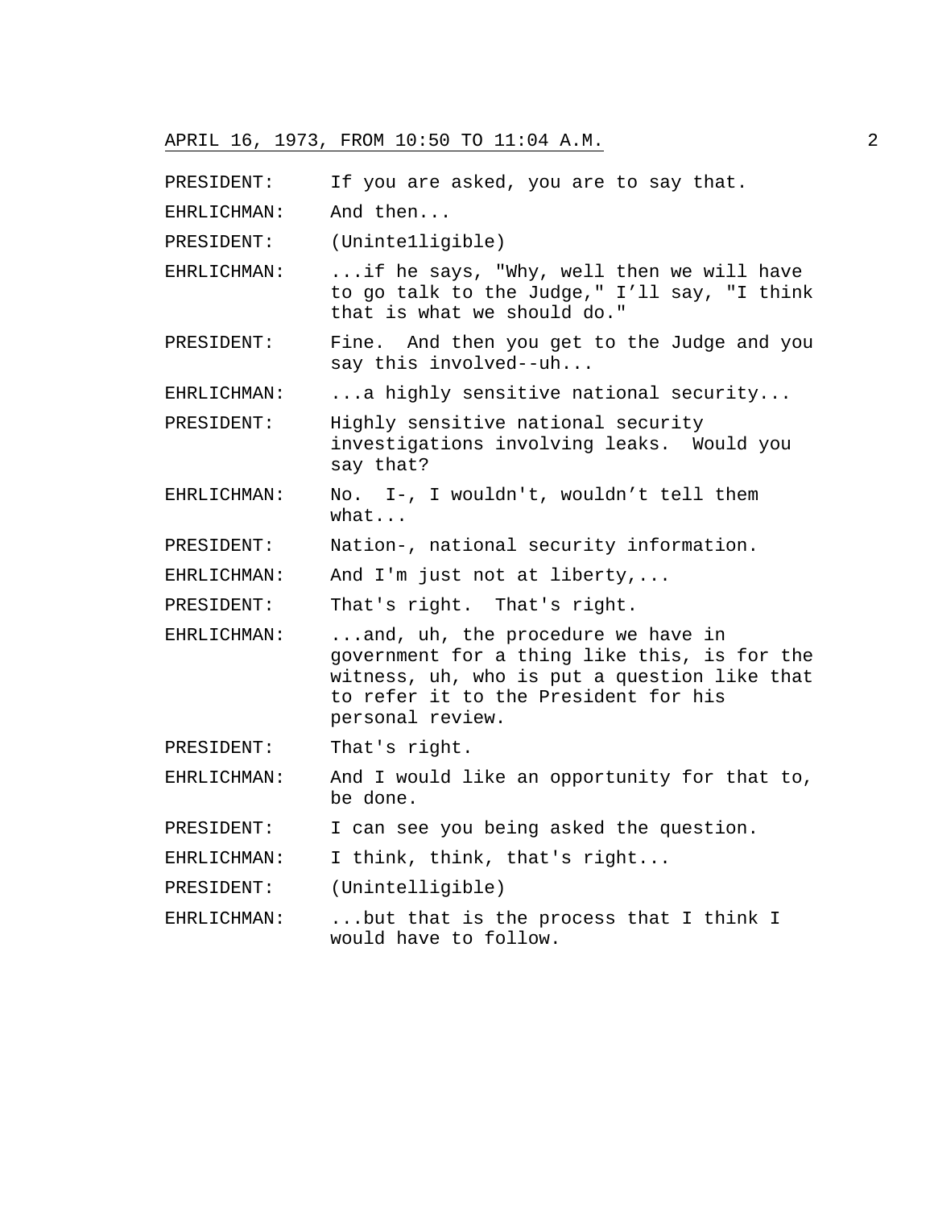PRESIDENT: If you are asked, you are to say that.

EHRLICHMAN: And then...

PRESIDENT: (Uninte1ligible)

EHRLICHMAN: ...if he says, "Why, well then we will have to go talk to the Judge," I'll say, "I think that is what we should do."

PRESIDENT: Fine. And then you get to the Judge and you say this involved--uh...

EHRLICHMAN: ...a highly sensitive national security...

PRESIDENT: Highly sensitive national security investigations involving leaks. Would you say that?

EHRLICHMAN: No. I-, I wouldn't, wouldn't tell them what...

PRESIDENT: Nation-, national security information.

EHRLICHMAN: And I'm just not at liberty,...

PRESIDENT: That's right. That's right.

EHRLICHMAN: ...and, uh, the procedure we have in government for a thing like this, is for the witness, uh, who is put a question like that to refer it to the President for his personal review.

PRESIDENT: That's right.

EHRLICHMAN: And I would like an opportunity for that to, be done.

PRESIDENT: I can see you being asked the question.

EHRLICHMAN: I think, think, that's right...

PRESIDENT: (Unintelligible)

EHRLICHMAN: ...but that is the process that I think I would have to follow.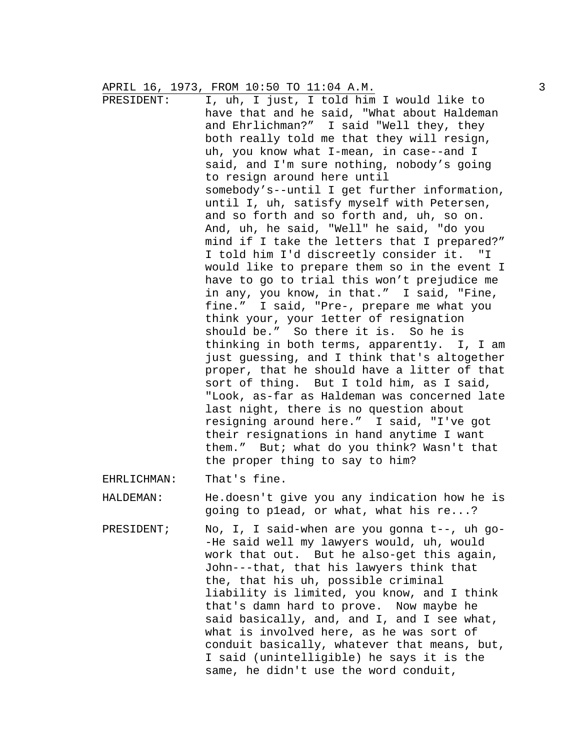APRIL 16, 1973, FROM 10:50 TO 11:04 A.M.

PRESIDENT: I, uh, I just, I told him I would like to have that and he said, "What about Haldeman and Ehrlichman?" I said "Well they, they both really told me that they will resign, uh, you know what I-mean, in case--and I said, and I'm sure nothing, nobody's going to resign around here until somebody's--until I get further information, until I, uh, satisfy myself with Petersen, and so forth and so forth and, uh, so on. And, uh, he said, "Well" he said, "do you mind if I take the letters that I prepared?" I told him I'd discreetly consider it. "I would like to prepare them so in the event I have to go to trial this won't prejudice me in any, you know, in that." I said, "Fine, fine." I said, "Pre-, prepare me what you think your, your 1etter of resignation should be." So there it is. So he is thinking in both terms, apparent1y. I, I am just guessing, and I think that's altogether proper, that he should have a litter of that sort of thing. But I told him, as I said, "Look, as-far as Haldeman was concerned late last night, there is no question about resigning around here." I said, "I've got their resignations in hand anytime I want them." But; what do you think? Wasn't that the proper thing to say to him?

EHRLICHMAN: That's fine.

HALDEMAN: He.doesn't give you any indication how he is going to p1ead, or what, what his re...?

PRESIDENT; No, I, I said-when are you gonna t--, uh go--He said well my lawyers would, uh, would work that out. But he also-get this again, John---that, that his lawyers think that the, that his uh, possible criminal liability is limited, you know, and I think that's damn hard to prove. Now maybe he said basically, and, and I, and I see what, what is involved here, as he was sort of conduit basically, whatever that means, but, I said (unintelligible) he says it is the same, he didn't use the word conduit,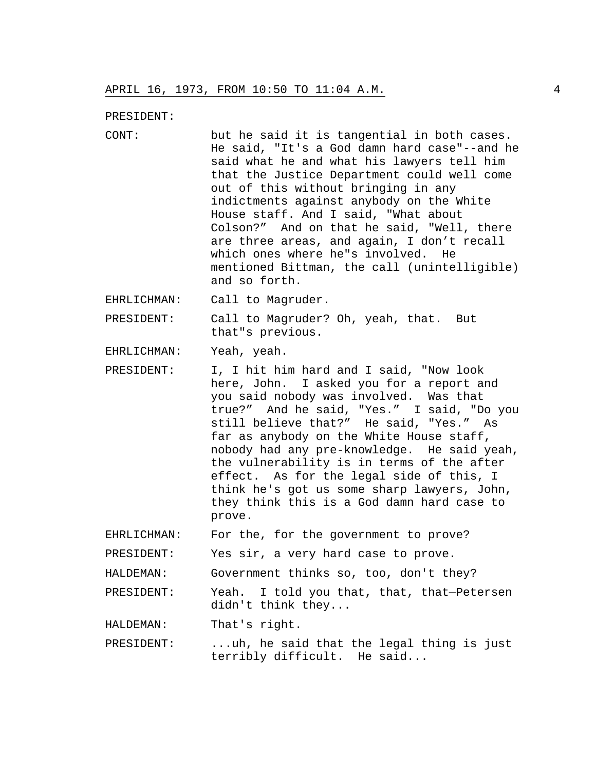APRIL 16, 1973, FROM 10:50 TO 11:04 A.M.

PRESIDENT:

CONT: but he said it is tangential in both cases. He said, "It's a God damn hard case"--and he said what he and what his lawyers tell him that the Justice Department could well come out of this without bringing in any indictments against anybody on the White House staff. And I said, "What about Colson?" And on that he said, "Well, there are three areas, and again, I don't recall which ones where he"s involved. He mentioned Bittman, the call (unintelligible) and so forth.

EHRLICHMAN: Call to Magruder.

PRESIDENT: Call to Magruder? Oh, yeah, that. But that"s previous.

EHRLICHMAN: Yeah, yeah.

PRESIDENT: I, I hit him hard and I said, "Now look here, John. I asked you for a report and you said nobody was involved. Was that true?" And he said, "Yes." I said, "Do you still believe that?" He said, "Yes." As far as anybody on the White House staff, nobody had any pre-knowledge. He said yeah, the vulnerability is in terms of the after effect. As for the legal side of this, I think he's got us some sharp lawyers, John, they think this is a God damn hard case to prove.

EHRLICHMAN: For the, for the government to prove?

PRESIDENT: Yes sir, a very hard case to prove.

HALDEMAN: Government thinks so, too, don't they?

PRESIDENT: Yeah. I told you that, that, that—Petersen didn't think they...

HALDEMAN: That's right.

PRESIDENT: ...uh, he said that the legal thing is just terribly difficult. He said...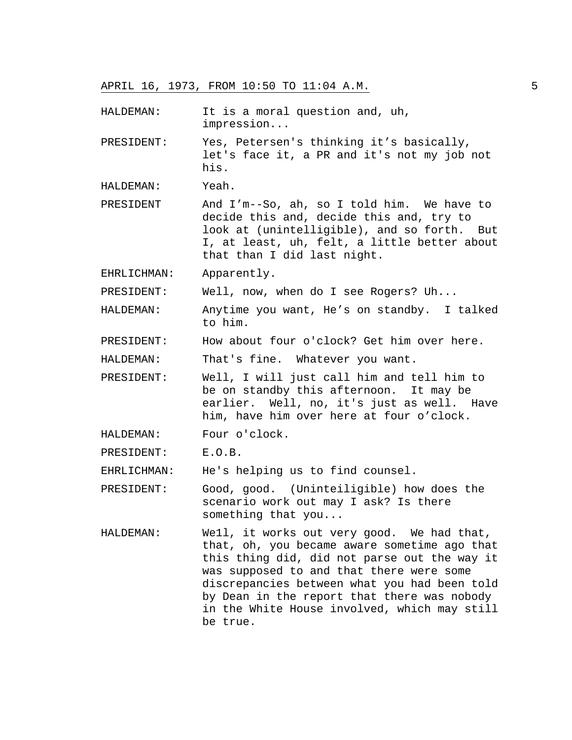HALDEMAN: It is a moral question and, uh, impression...

PRESIDENT: Yes, Petersen's thinking it's basically, let's face it, a PR and it's not my job not his.

HALDEMAN: Yeah.

PRESIDENT And I'm--So, ah, so I told him. We have to decide this and, decide this and, try to look at (unintelligible), and so forth. But I, at least, uh, felt, a little better about that than I did last night.

EHRLICHMAN: Apparently.

PRESIDENT: Well, now, when do I see Rogers? Uh...

HALDEMAN: Anytime you want, He's on standby. I talked to him.

PRESIDENT: How about four o'clock? Get him over here.

HALDEMAN: That's fine. Whatever you want.

PRESIDENT: Well, I will just call him and tell him to be on standby this afternoon. It may be earlier. Well, no, it's just as well. Have him, have him over here at four o'clock.

HALDEMAN: Four o'clock.

PRESIDENT: E.O.B.

EHRLICHMAN: He's helping us to find counsel.

PRESIDENT: Good, good. (Uninteiligible) how does the scenario work out may I ask? Is there something that you...

HALDEMAN: We1l, it works out very good. We had that, that, oh, you became aware sometime ago that this thing did, did not parse out the way it was supposed to and that there were some discrepancies between what you had been told by Dean in the report that there was nobody in the White House involved, which may still be true.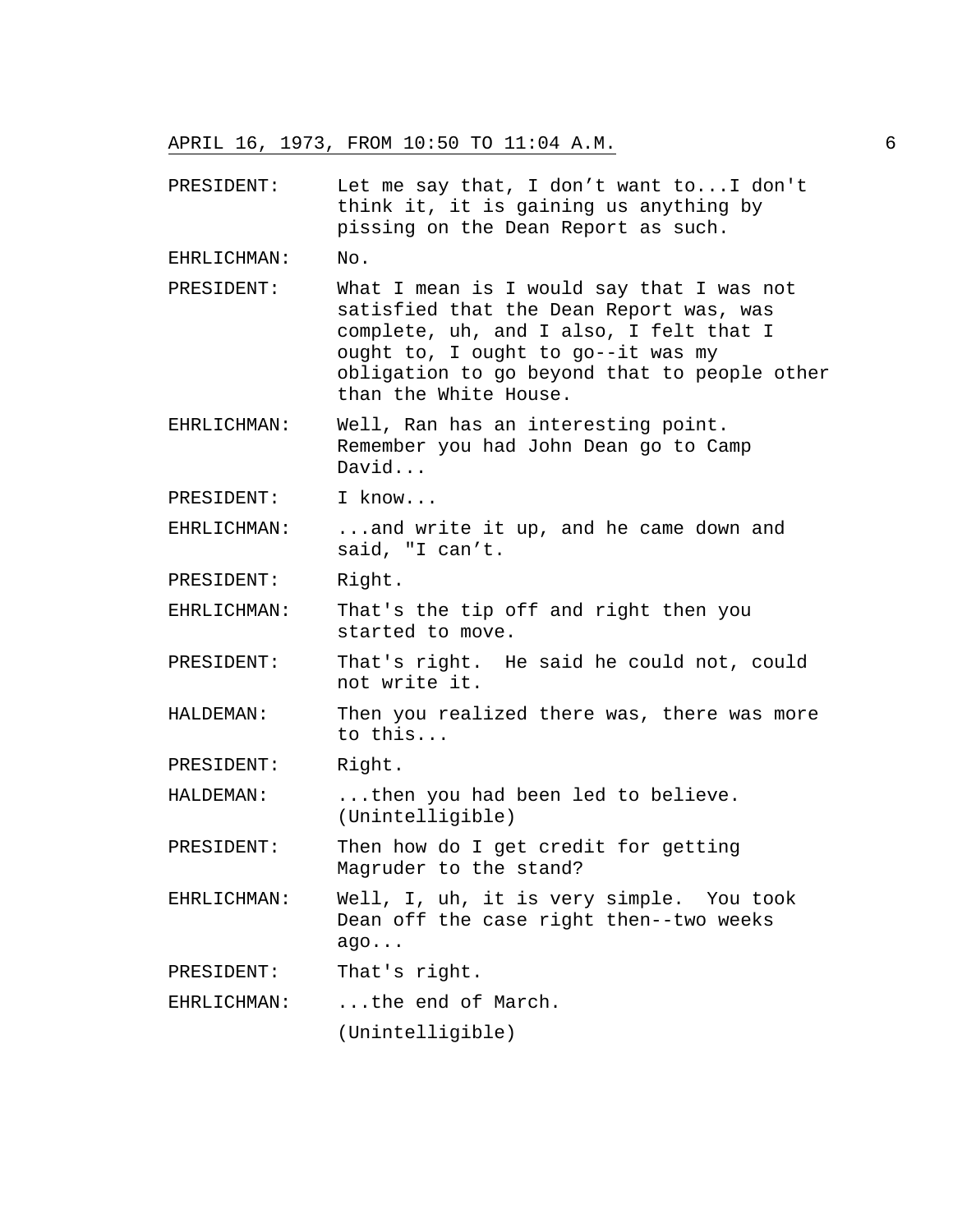APRIL 16, 1973, FROM 10:50 TO 11:04 A.M.

PRESIDENT: Let me say that, I don’t want to...I don't think it, it is gaining us anything by pissing on the Dean Report as such.

EHRLICHMAN: No.

PRESIDENT: What I mean is I would say that I was not satisfied that the Dean Report was, was complete, uh, and I also, I felt that I ought to, I ought to go--it was my obligation to go beyond that to people other than the White House.

EHRLICHMAN: Well, Ran has an interesting point. Remember you had John Dean go to Camp David...

PRESIDENT: I know...

EHRLICHMAN: ...and write it up, and he came down and said, "I can’t.

PRESIDENT: Right.

EHRLICHMAN: That's the tip off and right then you started to move.

PRESIDENT: That's right. He said he could not, could not write it.

HALDEMAN: Then you realized there was, there was more to this...

PRESIDENT: Right.

HALDEMAN: ...then you had been led to believe. (Unintelligible)

PRESIDENT: Then how do I get credit for getting Magruder to the stand?

EHRLICHMAN: Well, I, uh, it is very simple. You took Dean off the case right then--two weeks ago...

PRESIDENT: That's right.

EHRLICHMAN: ...the end of March.

(Unintelligible)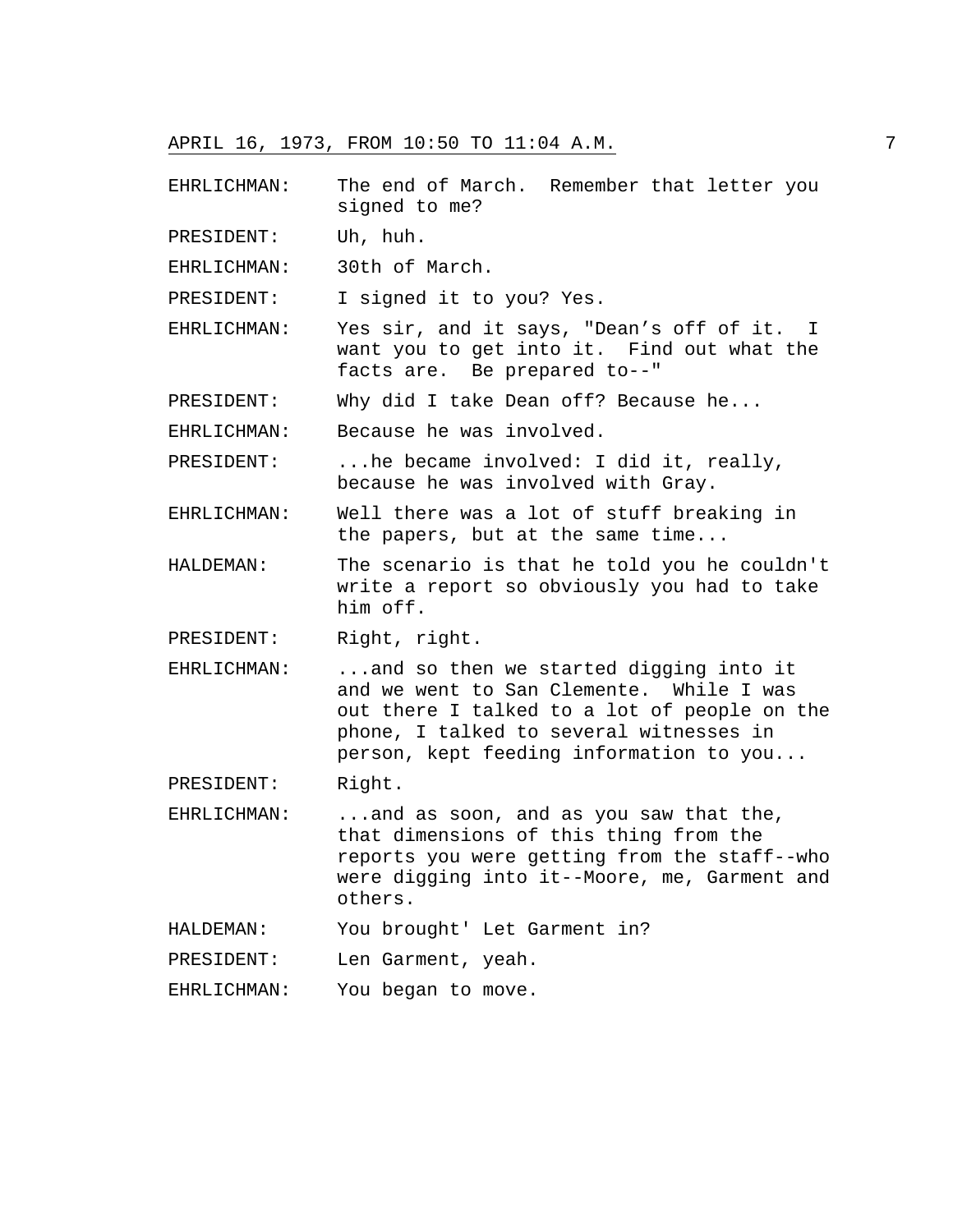APRIL 16, 1973, FROM 10:50 TO 11:04 A.M.

EHRLICHMAN: The end of March. Remember that letter you signed to me?

PRESIDENT: Uh, huh.

EHRLICHMAN: 30th of March.

PRESIDENT: I signed it to you? Yes.

EHRLICHMAN: Yes sir, and it says, "Dean's off of it. I want you to get into it. Find out what the facts are. Be prepared to--"

PRESIDENT: Why did I take Dean off? Because he...

EHRLICHMAN: Because he was involved.

PRESIDENT: ...he became involved: I did it, really, because he was involved with Gray.

EHRLICHMAN: Well there was a lot of stuff breaking in the papers, but at the same time...

HALDEMAN: The scenario is that he told you he couldn't write a report so obviously you had to take him off.

PRESIDENT: Right, right.

EHRLICHMAN: ...and so then we started digging into it and we went to San Clemente. While I was out there I talked to a lot of people on the phone, I talked to several witnesses in person, kept feeding information to you...

PRESIDENT: Right.

EHRLICHMAN: ...and as soon, and as you saw that the, that dimensions of this thing from the reports you were getting from the staff--who were digging into it--Moore, me, Garment and others.

HALDEMAN: You brought' Let Garment in?

PRESIDENT: Len Garment, yeah.

EHRLICHMAN: You began to move.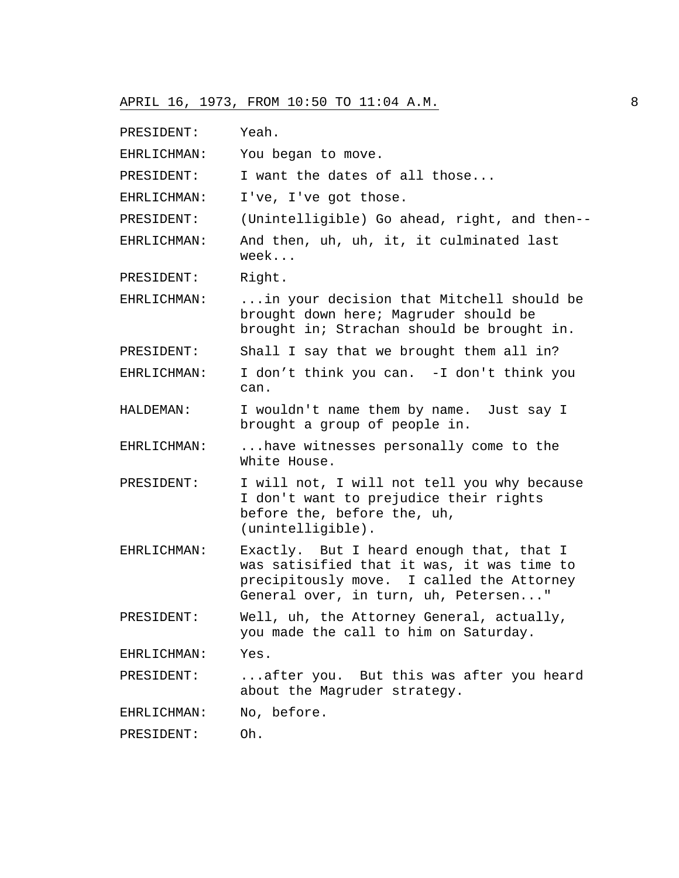## APRIL 16, 1973, FROM 10:50 TO 11:04 A.M.

PRESIDENT: Yeah.

EHRLICHMAN: You began to move.

PRESIDENT: I want the dates of all those...

EHRLICHMAN: I've, I've got those.

PRESIDENT: (Unintelligible) Go ahead, right, and then--

EHRLICHMAN: And then, uh, uh, it, it culminated last week...

PRESIDENT: Right.

EHRLICHMAN: ...in your decision that Mitchell should be brought down here; Magruder should be brought in; Strachan should be brought in.

PRESIDENT: Shall I say that we brought them all in?

EHRLICHMAN: I don't think you can. -I don't think you can.

HALDEMAN: I wouldn't name them by name. Just say I brought a group of people in.

EHRLICHMAN: ...have witnesses personally come to the White House.

PRESIDENT: I will not, I will not tell you why because I don't want to prejudice their rights before the, before the, uh, (unintelligible).

EHRLICHMAN: Exactly. But I heard enough that, that I was satisified that it was, it was time to precipitously move. I called the Attorney General over, in turn, uh, Petersen..."

PRESIDENT: Well, uh, the Attorney General, actually, you made the call to him on Saturday.

EHRLICHMAN: Yes.

PRESIDENT: ...after you. But this was after you heard about the Magruder strategy.

EHRLICHMAN: No, before.

PRESIDENT: Oh.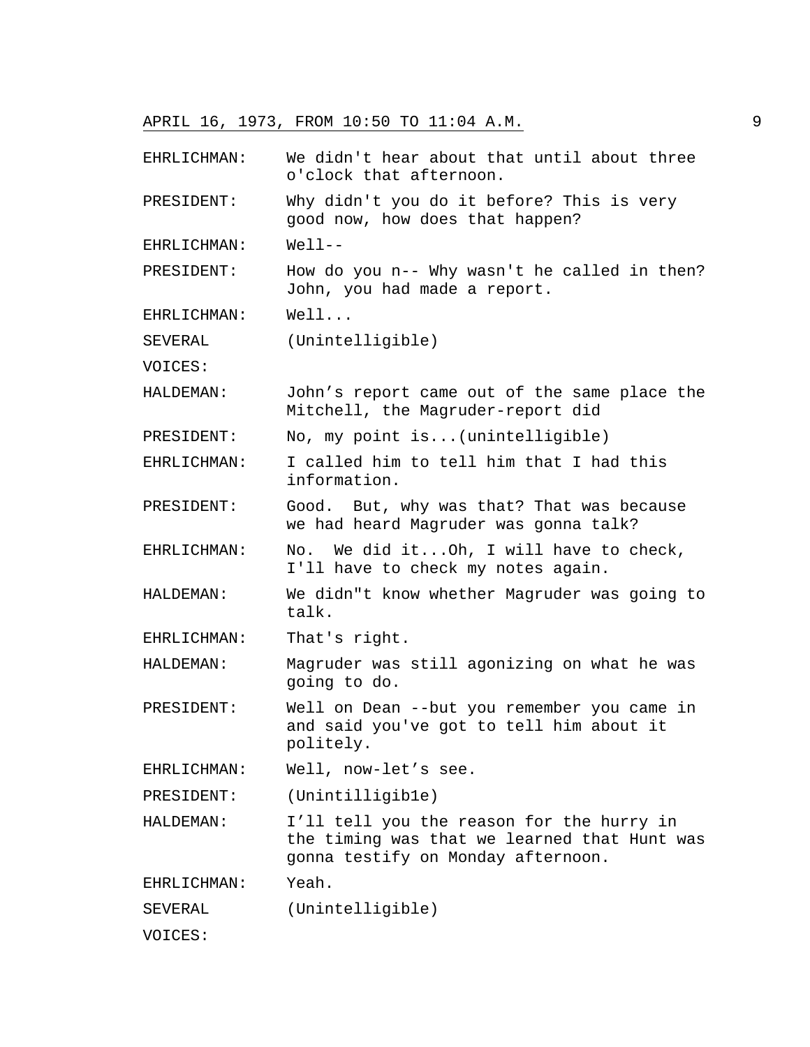EHRLICHMAN: We didn't hear about that until about three o'clock that afternoon.

PRESIDENT: Why didn't you do it before? This is very good now, how does that happen?

EHRLICHMAN: Well--

PRESIDENT: How do you n-- Why wasn't he called in then? John, you had made a report.

EHRLICHMAN: Well...

SEVERAL VOICES: (Unintelligible)

HALDEMAN: John's report came out of the same place the Mitchell, the Magruder-report did

PRESIDENT: No, my point is...(unintelligible)

EHRLICHMAN: I called him to tell him that I had this information.

PRESIDENT: Good. But, why was that? That was because we had heard Magruder was gonna talk?

EHRLICHMAN: No. We did it...Oh, I will have to check, I'll have to check my notes again.

HALDEMAN: We didn"t know whether Magruder was going to talk.

EHRLICHMAN: That's right.

HALDEMAN: Magruder was still agonizing on what he was going to do.

PRESIDENT: Well on Dean --but you remember you came in and said you've got to tell him about it politely.

EHRLICHMAN: Well, now-let's see.

PRESIDENT: (Unintilligib1e)

HALDEMAN: I'll tell you the reason for the hurry in the timing was that we learned that Hunt was gonna testify on Monday afternoon.

EHRLICHMAN: Yeah.

SEVERAL VOICES: (Unintelligible)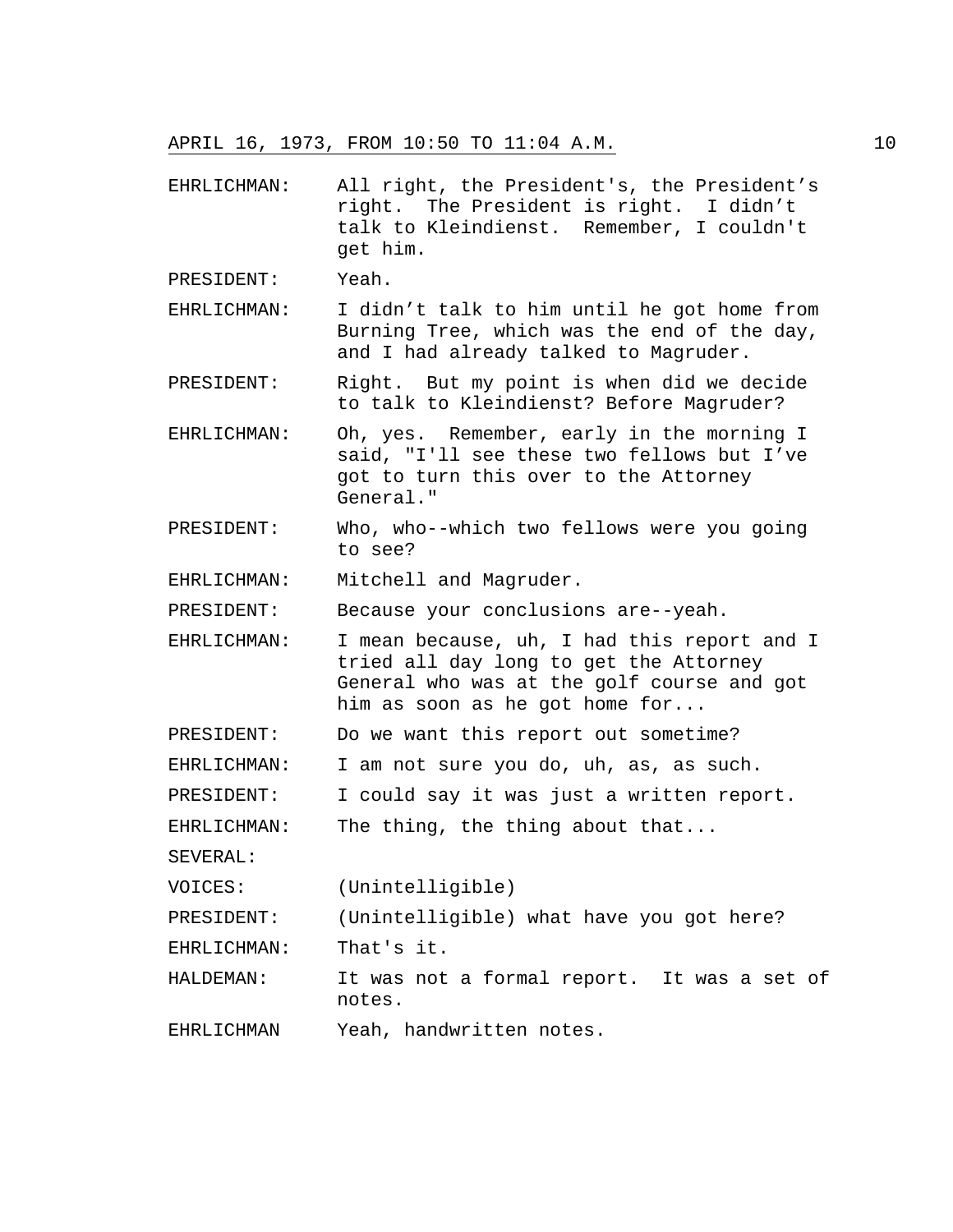APRIL 16, 1973, FROM 10:50 TO 11:04 A.M.

EHRLICHMAN: All right, the President's, the President's right. The President is right. I didn't talk to Kleindienst. Remember, I couldn't get him.

PRESIDENT: Yeah.

EHRLICHMAN: I didn't talk to him until he got home from Burning Tree, which was the end of the day, and I had already talked to Magruder.

PRESIDENT: Right. But my point is when did we decide to talk to Kleindienst? Before Magruder?

EHRLICHMAN: Oh, yes. Remember, early in the morning I said, "I'll see these two fellows but I've got to turn this over to the Attorney General."

PRESIDENT: Who, who--which two fellows were you going to see?

EHRLICHMAN: Mitchell and Magruder.

PRESIDENT: Because your conclusions are--yeah.

EHRLICHMAN: I mean because, uh, I had this report and I tried all day long to get the Attorney General who was at the golf course and got him as soon as he got home for...

PRESIDENT: Do we want this report out sometime?

EHRLICHMAN: I am not sure you do, uh, as, as such.

PRESIDENT: I could say it was just a written report.

EHRLICHMAN: The thing, the thing about that...

SEVERAL:

VOICES: (Unintelligible)

PRESIDENT: (Unintelligible) what have you got here?

EHRLICHMAN: That's it.

HALDEMAN: It was not a formal report. It was a set of notes.

EHRLICHMAN Yeah, handwritten notes.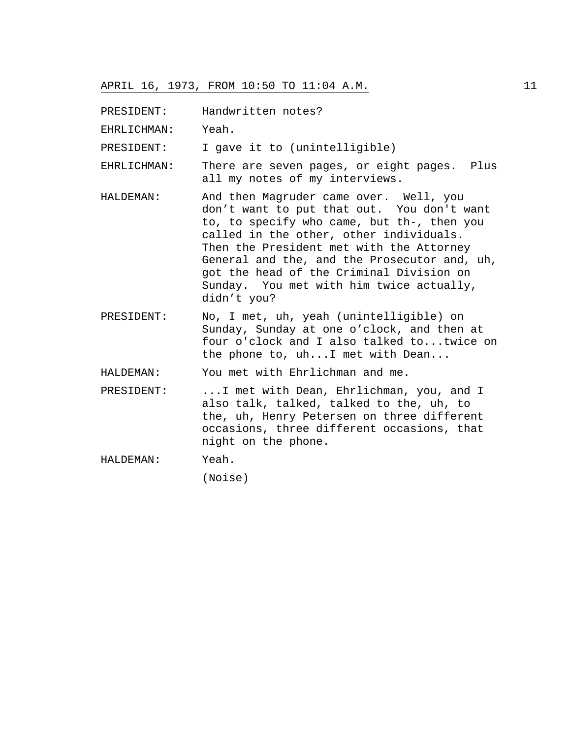PRESIDENT: Handwritten notes?

EHRLICHMAN: Yeah.

PRESIDENT: I gave it to (unintelligible)

EHRLICHMAN: There are seven pages, or eight pages. Plus all my notes of my interviews.

HALDEMAN: And then Magruder came over. Well, you don’t want to put that out. You don't want to, to specify who came, but th-, then you called in the other, other individuals. Then the President met with the Attorney General and the, and the Prosecutor and, uh, got the head of the Criminal Division on Sunday. You met with him twice actually, didn’t you?

PRESIDENT: No, I met, uh, yeah (unintelligible) on Sunday, Sunday at one o’clock, and then at four o'clock and I also talked to...twice on the phone to, uh...I met with Dean...

HALDEMAN: You met with Ehrlichman and me.

PRESIDENT: ...I met with Dean, Ehrlichman, you, and I also talk, talked, talked to the, uh, to the, uh, Henry Petersen on three different occasions, three different occasions, that night on the phone.

HALDEMAN: Yeah.

(Noise)